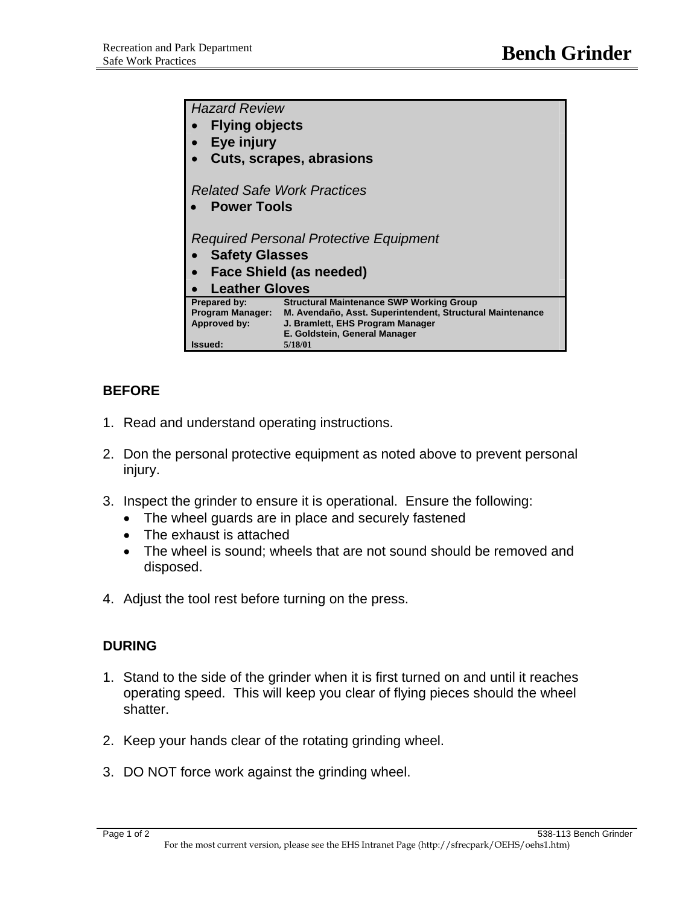# Bench Grinder

*Hazard Review*
- **Flying objects**
- **Eye injury**
- **Cuts, scrapes, abrasions**

*Related Safe Work Practices*
- **Power Tools**

*Required Personal Protective Equipment*
- **Safety Glasses**
- **Face Shield (as needed)**
- **Leather Gloves**

| | |
|---|---|
| **Prepared by:** | **Structural Maintenance SWP Working Group** |
| **Program Manager:** | **M. Avendaño, Asst. Superintendent, Structural Maintenance** |
| **Approved by:** | **J. Bramlett, EHS Program Manager** <br> **E. Goldstein, General Manager** |
| **Issued:** | **5/18/01** |

## BEFORE

1. Read and understand operating instructions.

2. Don the personal protective equipment as noted above to prevent personal injury.

3. Inspect the grinder to ensure it is operational. Ensure the following:
   - The wheel guards are in place and securely fastened
   - The exhaust is attached
   - The wheel is sound; wheels that are not sound should be removed and disposed.

4. Adjust the tool rest before turning on the press.

## DURING

1. Stand to the side of the grinder when it is first turned on and until it reaches operating speed. This will keep you clear of flying pieces should the wheel shatter.

2. Keep your hands clear of the rotating grinding wheel.

3. DO NOT force work against the grinding wheel.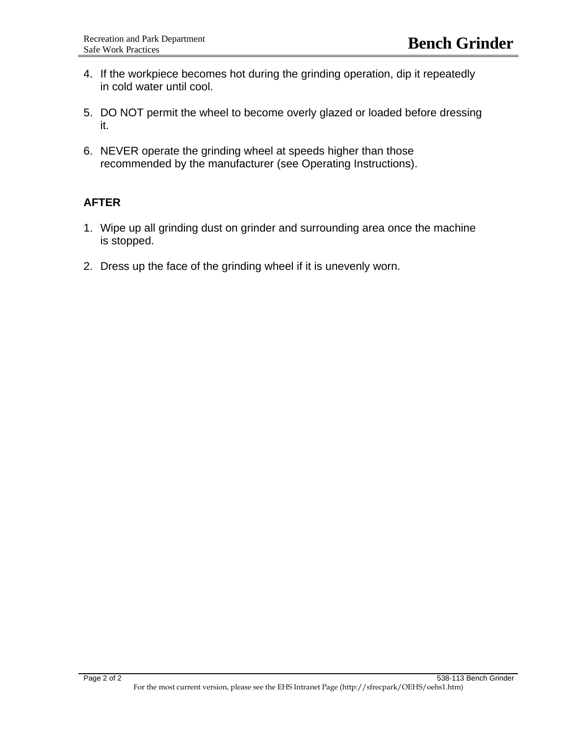4. If the workpiece becomes hot during the grinding operation, dip it repeatedly in cold water until cool.

5. DO NOT permit the wheel to become overly glazed or loaded before dressing it.

6. NEVER operate the grinding wheel at speeds higher than those recommended by the manufacturer (see Operating Instructions).

**AFTER**

1. Wipe up all grinding dust on grinder and surrounding area once the machine is stopped.

2. Dress up the face of the grinding wheel if it is unevenly worn.